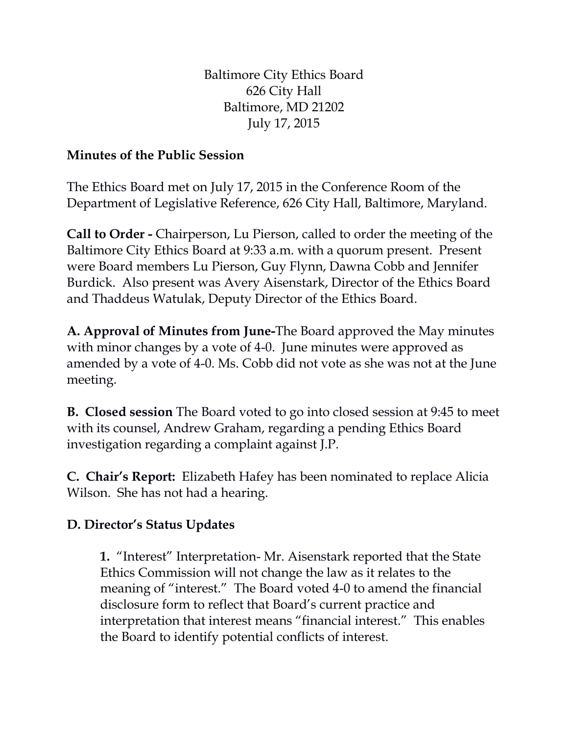Baltimore City Ethics Board
626 City Hall
Baltimore, MD 21202
July 17, 2015

**Minutes of the Public Session**

The Ethics Board met on July 17, 2015 in the Conference Room of the Department of Legislative Reference, 626 City Hall, Baltimore, Maryland.

**Call to Order -** Chairperson, Lu Pierson, called to order the meeting of the Baltimore City Ethics Board at 9:33 a.m. with a quorum present. Present were Board members Lu Pierson, Guy Flynn, Dawna Cobb and Jennifer Burdick. Also present was Avery Aisenstark, Director of the Ethics Board and Thaddeus Watulak, Deputy Director of the Ethics Board.

**A. Approval of Minutes from June-**The Board approved the May minutes with minor changes by a vote of 4-0. June minutes were approved as amended by a vote of 4-0. Ms. Cobb did not vote as she was not at the June meeting.

**B. Closed session** The Board voted to go into closed session at 9:45 to meet with its counsel, Andrew Graham, regarding a pending Ethics Board investigation regarding a complaint against J.P.

**C. Chair's Report:** Elizabeth Hafey has been nominated to replace Alicia Wilson. She has not had a hearing.

**D. Director's Status Updates**

**1.** "Interest" Interpretation- Mr. Aisenstark reported that the State Ethics Commission will not change the law as it relates to the meaning of "interest." The Board voted 4-0 to amend the financial disclosure form to reflect that Board's current practice and interpretation that interest means "financial interest." This enables the Board to identify potential conflicts of interest.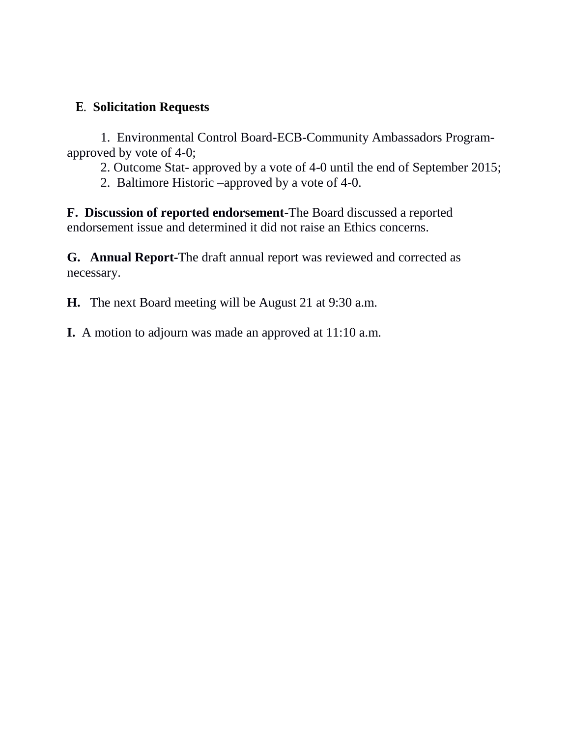**E. Solicitation Requests**

1. Environmental Control Board-ECB-Community Ambassadors Program-approved by vote of 4-0;
2. Outcome Stat- approved by a vote of 4-0 until the end of September 2015;
2. Baltimore Historic –approved by a vote of 4-0.

**F. Discussion of reported endorsement**-The Board discussed a reported endorsement issue and determined it did not raise an Ethics concerns.

**G. Annual Report-**The draft annual report was reviewed and corrected as necessary.

**H.** The next Board meeting will be August 21 at 9:30 a.m.

**I.** A motion to adjourn was made an approved at 11:10 a.m.